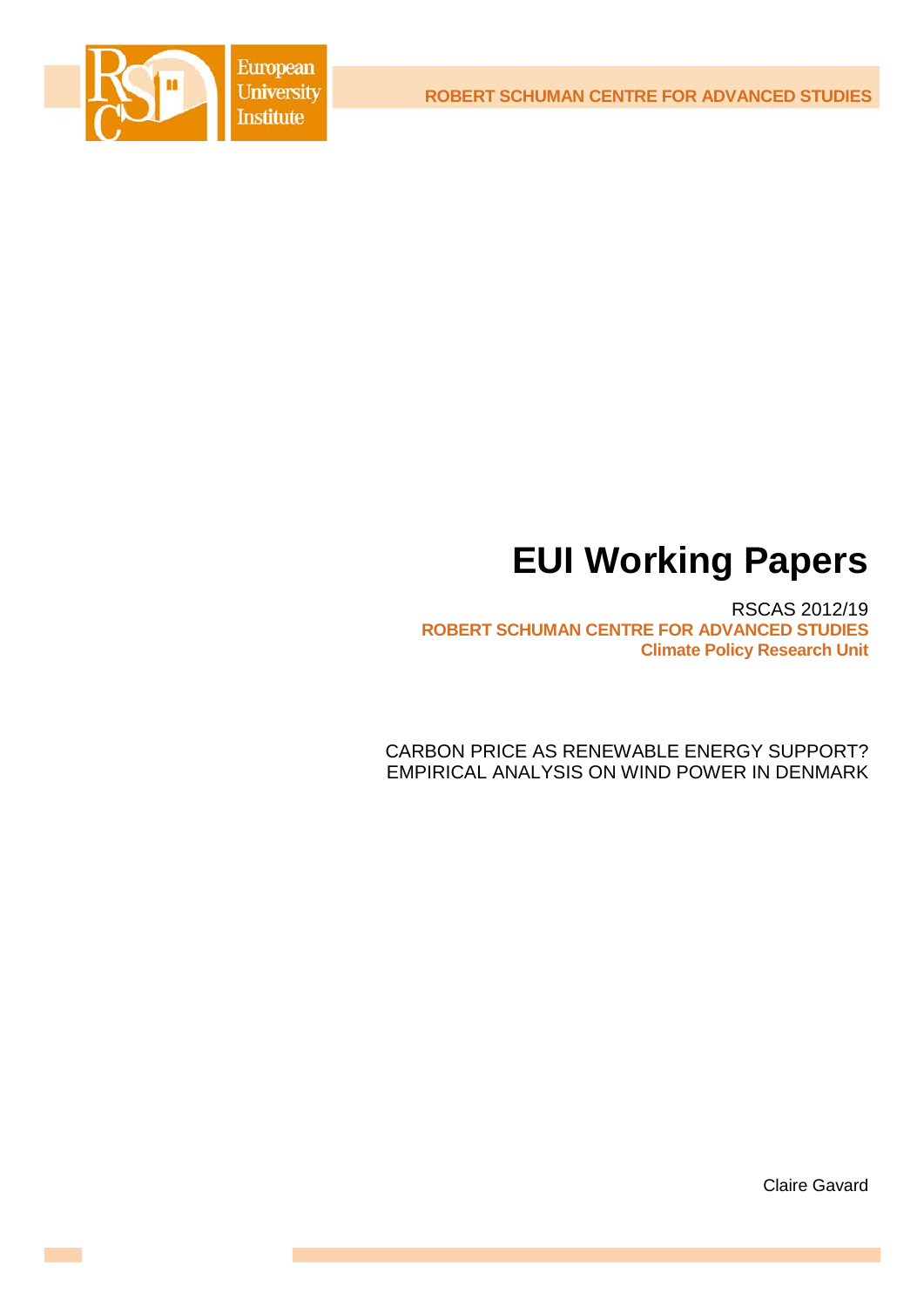ROBERT SCHUMAN CENTRE FOR ADVANCED STUDIES

# EUI Working Papers

RSCAS 2012/19
**ROBERT SCHUMAN CENTRE FOR ADVANCED STUDIES**
**Climate Policy Research Unit**

CARBON PRICE AS RENEWABLE ENERGY SUPPORT?
EMPIRICAL ANALYSIS ON WIND POWER IN DENMARK

Claire Gavard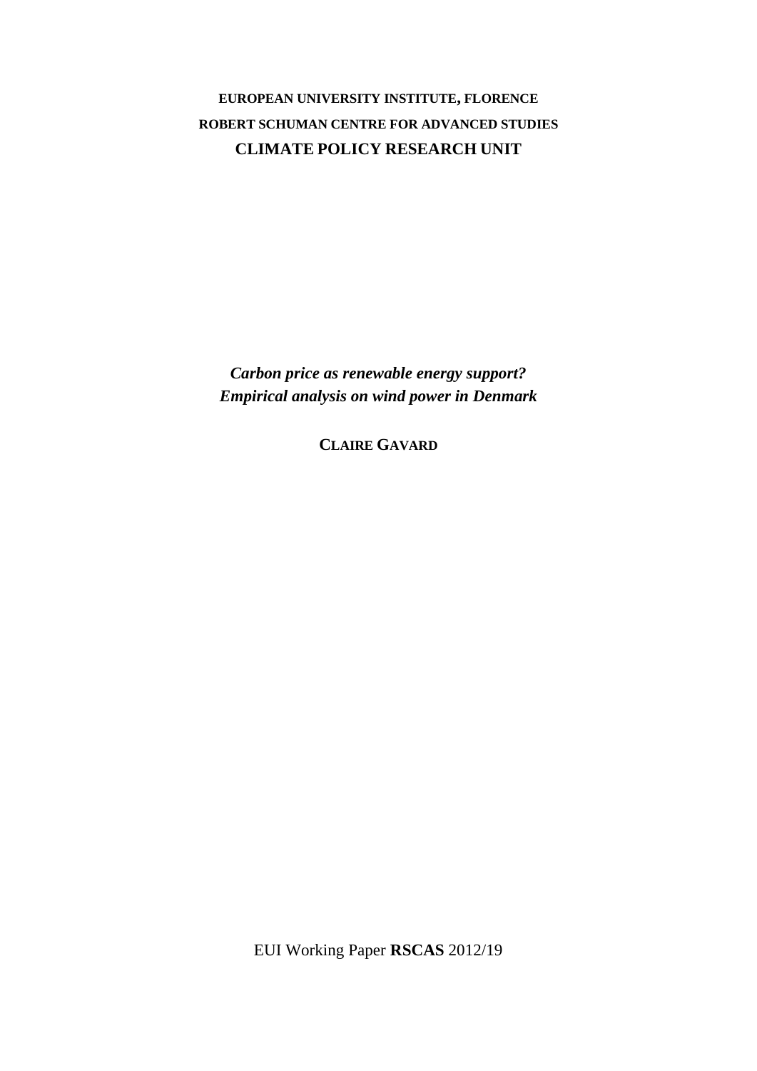**EUROPEAN UNIVERSITY INSTITUTE, FLORENCE**

**ROBERT SCHUMAN CENTRE FOR ADVANCED STUDIES**

**CLIMATE POLICY RESEARCH UNIT**

***Carbon price as renewable energy support?***
***Empirical analysis on wind power in Denmark***

**CLAIRE GAVARD**

EUI Working Paper **RSCAS** 2012/19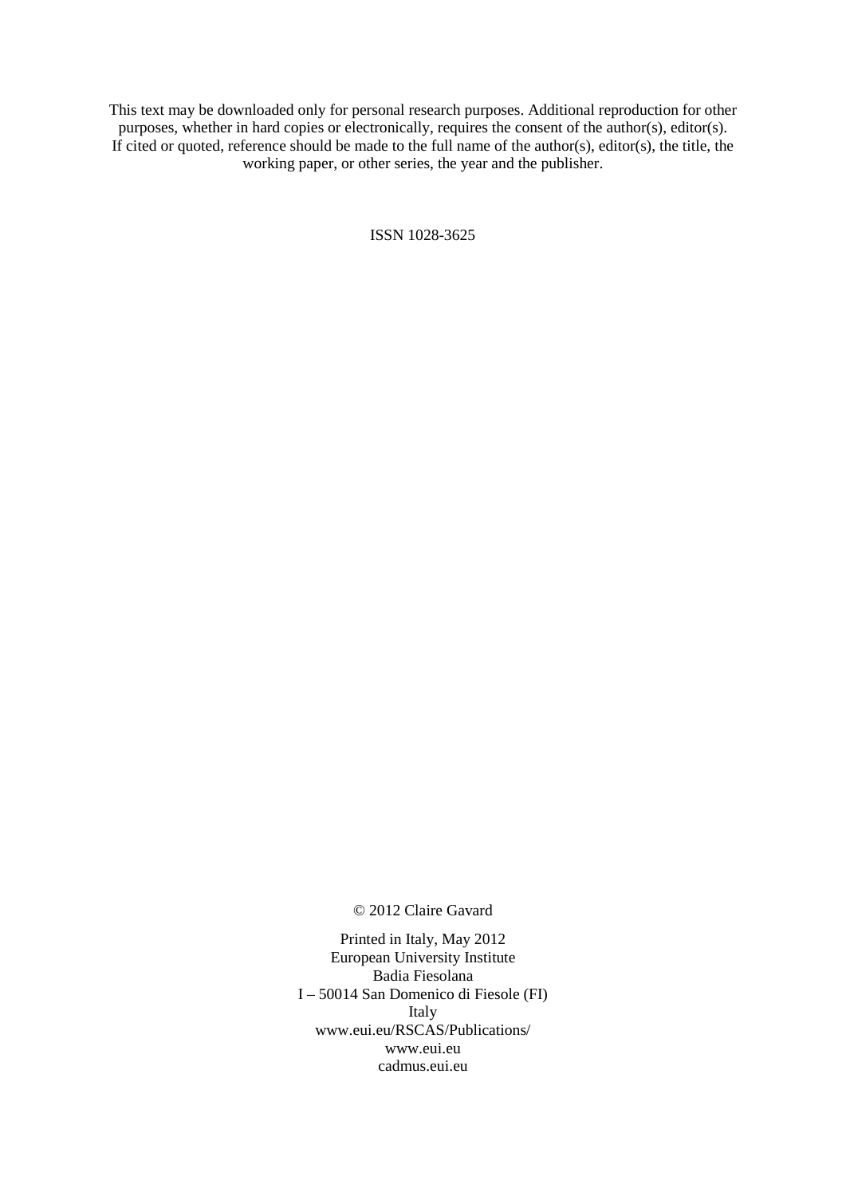This text may be downloaded only for personal research purposes. Additional reproduction for other purposes, whether in hard copies or electronically, requires the consent of the author(s), editor(s). If cited or quoted, reference should be made to the full name of the author(s), editor(s), the title, the working paper, or other series, the year and the publisher.

ISSN 1028-3625

© 2012 Claire Gavard

Printed in Italy, May 2012
European University Institute
Badia Fiesolana
I – 50014 San Domenico di Fiesole (FI)
Italy
www.eui.eu/RSCAS/Publications/
www.eui.eu
cadmus.eui.eu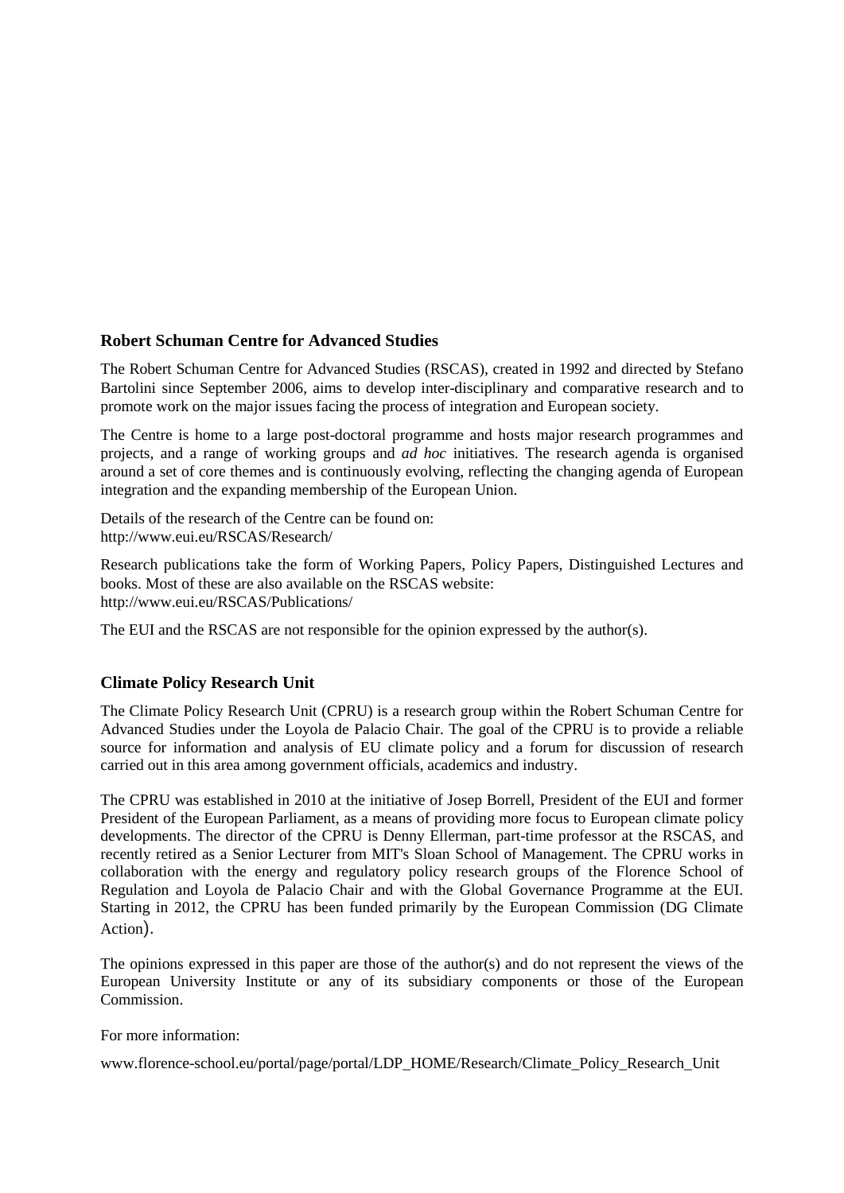## Robert Schuman Centre for Advanced Studies

The Robert Schuman Centre for Advanced Studies (RSCAS), created in 1992 and directed by Stefano Bartolini since September 2006, aims to develop inter-disciplinary and comparative research and to promote work on the major issues facing the process of integration and European society.

The Centre is home to a large post-doctoral programme and hosts major research programmes and projects, and a range of working groups and *ad hoc* initiatives. The research agenda is organised around a set of core themes and is continuously evolving, reflecting the changing agenda of European integration and the expanding membership of the European Union.

Details of the research of the Centre can be found on:
http://www.eui.eu/RSCAS/Research/

Research publications take the form of Working Papers, Policy Papers, Distinguished Lectures and books. Most of these are also available on the RSCAS website:
http://www.eui.eu/RSCAS/Publications/

The EUI and the RSCAS are not responsible for the opinion expressed by the author(s).

## Climate Policy Research Unit

The Climate Policy Research Unit (CPRU) is a research group within the Robert Schuman Centre for Advanced Studies under the Loyola de Palacio Chair. The goal of the CPRU is to provide a reliable source for information and analysis of EU climate policy and a forum for discussion of research carried out in this area among government officials, academics and industry.

The CPRU was established in 2010 at the initiative of Josep Borrell, President of the EUI and former President of the European Parliament, as a means of providing more focus to European climate policy developments. The director of the CPRU is Denny Ellerman, part-time professor at the RSCAS, and recently retired as a Senior Lecturer from MIT's Sloan School of Management. The CPRU works in collaboration with the energy and regulatory policy research groups of the Florence School of Regulation and Loyola de Palacio Chair and with the Global Governance Programme at the EUI. Starting in 2012, the CPRU has been funded primarily by the European Commission (DG Climate Action).

The opinions expressed in this paper are those of the author(s) and do not represent the views of the European University Institute or any of its subsidiary components or those of the European Commission.

For more information:

www.florence-school.eu/portal/page/portal/LDP_HOME/Research/Climate_Policy_Research_Unit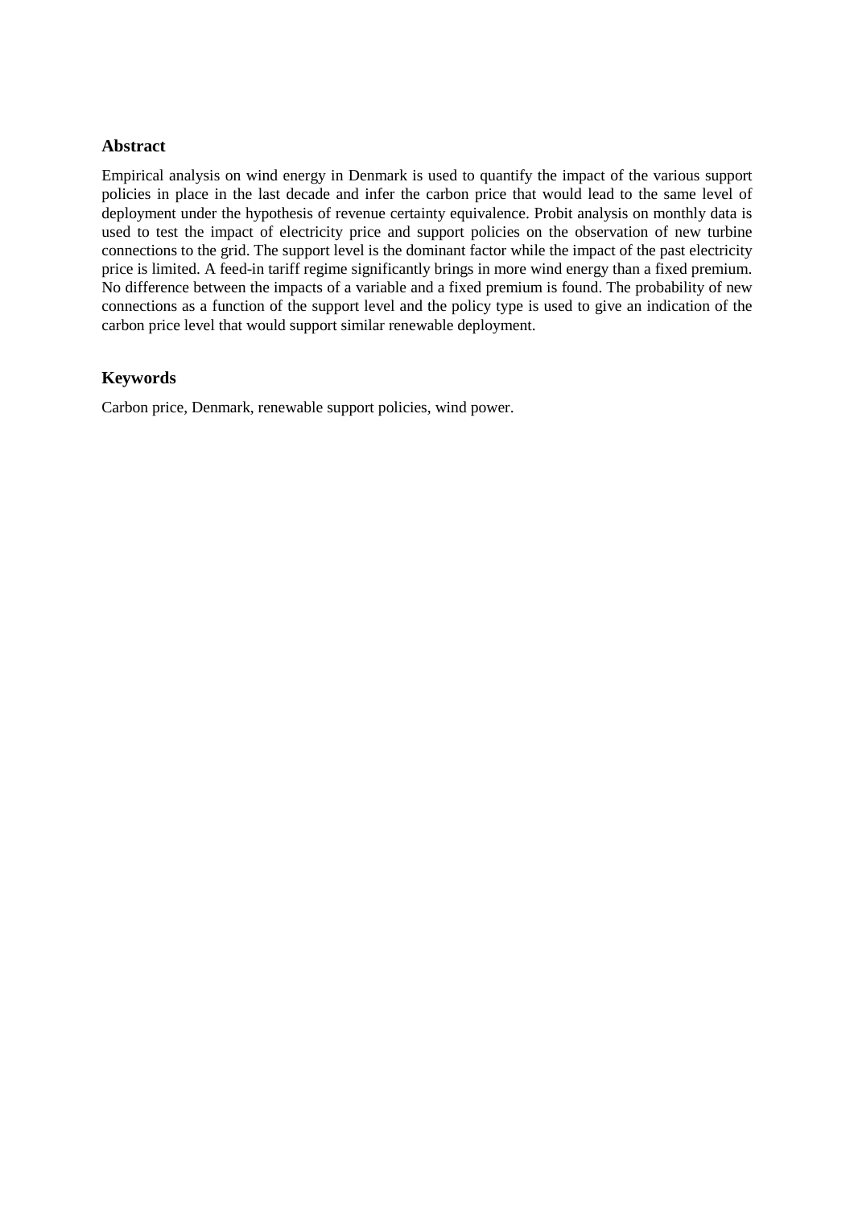## Abstract

Empirical analysis on wind energy in Denmark is used to quantify the impact of the various support policies in place in the last decade and infer the carbon price that would lead to the same level of deployment under the hypothesis of revenue certainty equivalence. Probit analysis on monthly data is used to test the impact of electricity price and support policies on the observation of new turbine connections to the grid. The support level is the dominant factor while the impact of the past electricity price is limited. A feed-in tariff regime significantly brings in more wind energy than a fixed premium. No difference between the impacts of a variable and a fixed premium is found. The probability of new connections as a function of the support level and the policy type is used to give an indication of the carbon price level that would support similar renewable deployment.

## Keywords

Carbon price, Denmark, renewable support policies, wind power.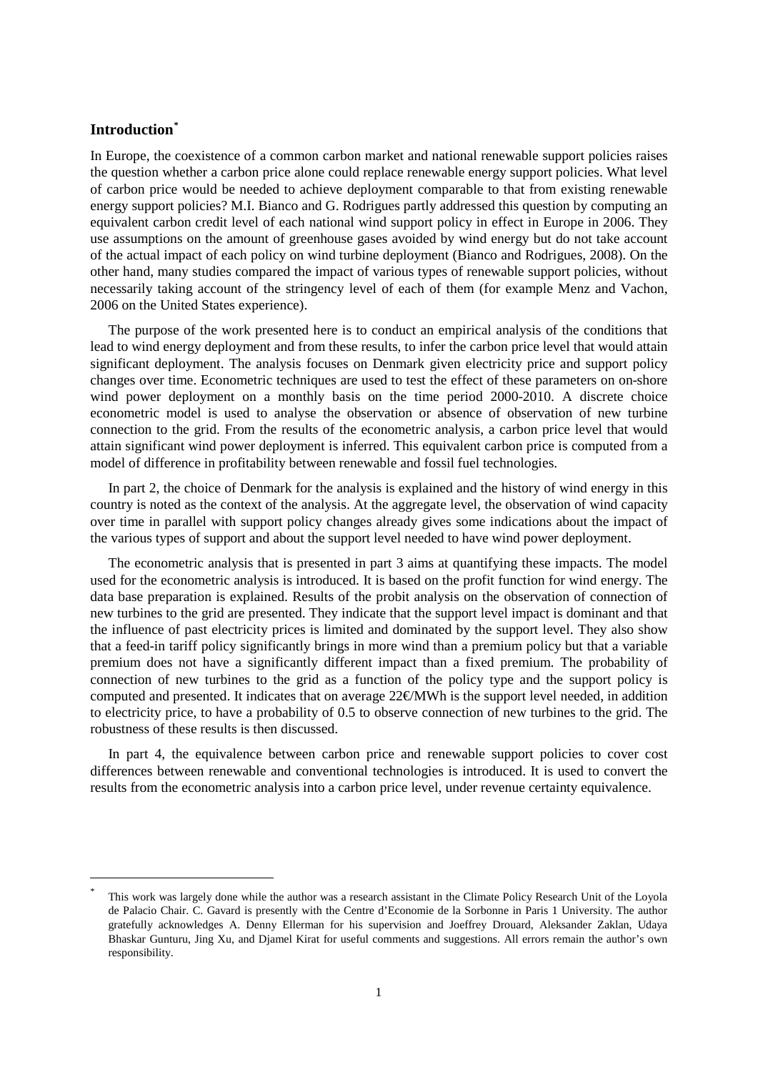## Introduction[*]

In Europe, the coexistence of a common carbon market and national renewable support policies raises the question whether a carbon price alone could replace renewable energy support policies. What level of carbon price would be needed to achieve deployment comparable to that from existing renewable energy support policies? M.I. Bianco and G. Rodrigues partly addressed this question by computing an equivalent carbon credit level of each national wind support policy in effect in Europe in 2006. They use assumptions on the amount of greenhouse gases avoided by wind energy but do not take account of the actual impact of each policy on wind turbine deployment (Bianco and Rodrigues, 2008). On the other hand, many studies compared the impact of various types of renewable support policies, without necessarily taking account of the stringency level of each of them (for example Menz and Vachon, 2006 on the United States experience).

The purpose of the work presented here is to conduct an empirical analysis of the conditions that lead to wind energy deployment and from these results, to infer the carbon price level that would attain significant deployment. The analysis focuses on Denmark given electricity price and support policy changes over time. Econometric techniques are used to test the effect of these parameters on on-shore wind power deployment on a monthly basis on the time period 2000-2010. A discrete choice econometric model is used to analyse the observation or absence of observation of new turbine connection to the grid. From the results of the econometric analysis, a carbon price level that would attain significant wind power deployment is inferred. This equivalent carbon price is computed from a model of difference in profitability between renewable and fossil fuel technologies.

In part 2, the choice of Denmark for the analysis is explained and the history of wind energy in this country is noted as the context of the analysis. At the aggregate level, the observation of wind capacity over time in parallel with support policy changes already gives some indications about the impact of the various types of support and about the support level needed to have wind power deployment.

The econometric analysis that is presented in part 3 aims at quantifying these impacts. The model used for the econometric analysis is introduced. It is based on the profit function for wind energy. The data base preparation is explained. Results of the probit analysis on the observation of connection of new turbines to the grid are presented. They indicate that the support level impact is dominant and that the influence of past electricity prices is limited and dominated by the support level. They also show that a feed-in tariff policy significantly brings in more wind than a premium policy but that a variable premium does not have a significantly different impact than a fixed premium. The probability of connection of new turbines to the grid as a function of the policy type and the support policy is computed and presented. It indicates that on average 22€/MWh is the support level needed, in addition to electricity price, to have a probability of 0.5 to observe connection of new turbines to the grid. The robustness of these results is then discussed.

In part 4, the equivalence between carbon price and renewable support policies to cover cost differences between renewable and conventional technologies is introduced. It is used to convert the results from the econometric analysis into a carbon price level, under revenue certainty equivalence.

---

[*] This work was largely done while the author was a research assistant in the Climate Policy Research Unit of the Loyola de Palacio Chair. C. Gavard is presently with the Centre d'Economie de la Sorbonne in Paris 1 University. The author gratefully acknowledges A. Denny Ellerman for his supervision and Joeffrey Drouard, Aleksander Zaklan, Udaya Bhaskar Gunturu, Jing Xu, and Djamel Kirat for useful comments and suggestions. All errors remain the author's own responsibility.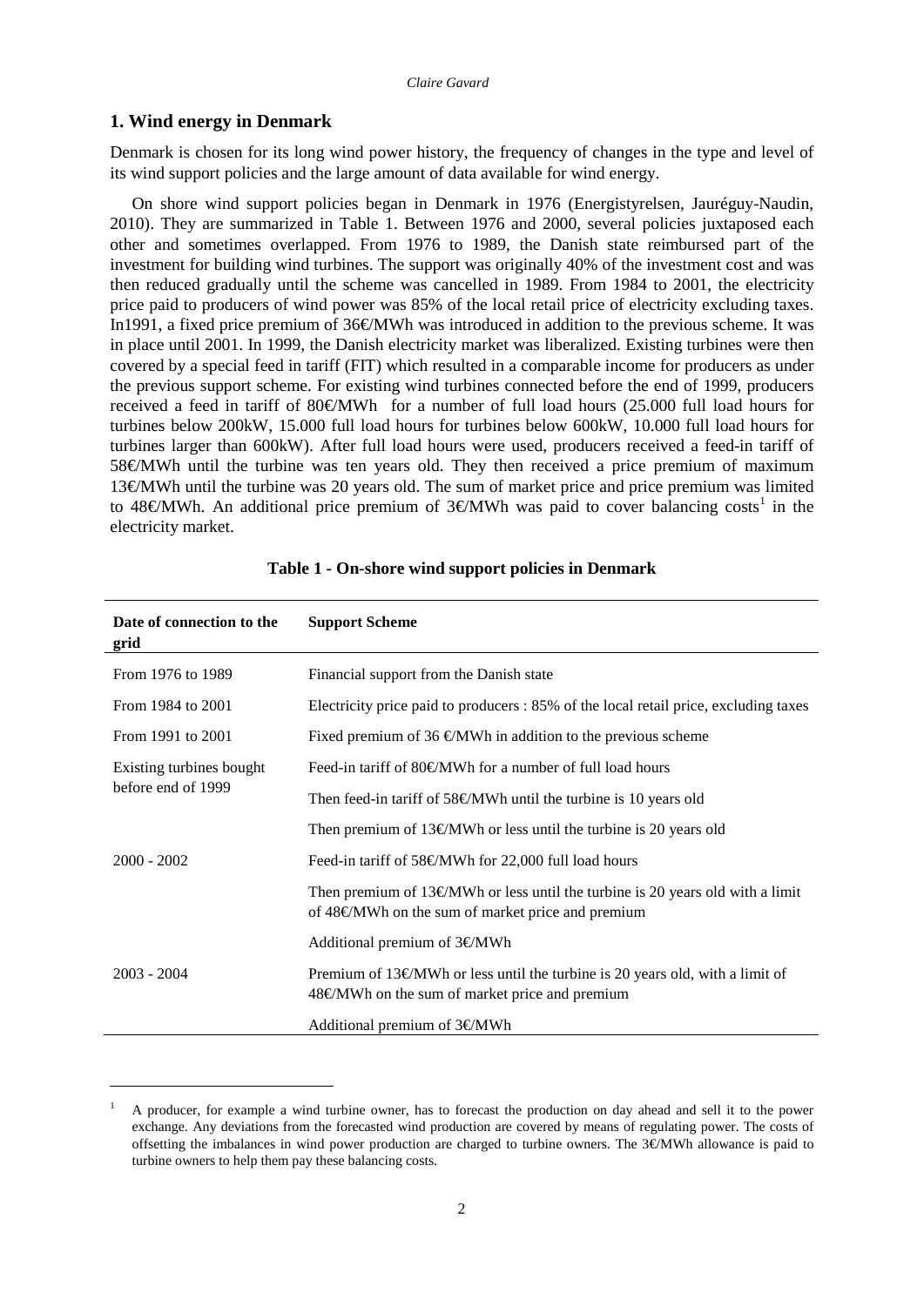## 1. Wind energy in Denmark

Denmark is chosen for its long wind power history, the frequency of changes in the type and level of its wind support policies and the large amount of data available for wind energy.

On shore wind support policies began in Denmark in 1976 (Energistyrelsen, Jauréguy-Naudin, 2010). They are summarized in Table 1. Between 1976 and 2000, several policies juxtaposed each other and sometimes overlapped. From 1976 to 1989, the Danish state reimbursed part of the investment for building wind turbines. The support was originally 40% of the investment cost and was then reduced gradually until the scheme was cancelled in 1989. From 1984 to 2001, the electricity price paid to producers of wind power was 85% of the local retail price of electricity excluding taxes. In1991, a fixed price premium of 36€/MWh was introduced in addition to the previous scheme. It was in place until 2001. In 1999, the Danish electricity market was liberalized. Existing turbines were then covered by a special feed in tariff (FIT) which resulted in a comparable income for producers as under the previous support scheme. For existing wind turbines connected before the end of 1999, producers received a feed in tariff of 80€/MWh for a number of full load hours (25.000 full load hours for turbines below 200kW, 15.000 full load hours for turbines below 600kW, 10.000 full load hours for turbines larger than 600kW). After full load hours were used, producers received a feed-in tariff of 58€/MWh until the turbine was ten years old. They then received a price premium of maximum 13€/MWh until the turbine was 20 years old. The sum of market price and price premium was limited to 48€/MWh. An additional price premium of 3€/MWh was paid to cover balancing costs[1] in the electricity market.

**Table 1 - On-shore wind support policies in Denmark**

| Date of connection to the grid | Support Scheme |
|---|---|
| From 1976 to 1989 | Financial support from the Danish state |
| From 1984 to 2001 | Electricity price paid to producers : 85% of the local retail price, excluding taxes |
| From 1991 to 2001 | Fixed premium of 36 €/MWh in addition to the previous scheme |
| Existing turbines bought before end of 1999 | Feed-in tariff of 80€/MWh for a number of full load hours |
| | Then feed-in tariff of 58€/MWh until the turbine is 10 years old |
| | Then premium of 13€/MWh or less until the turbine is 20 years old |
| 2000 - 2002 | Feed-in tariff of 58€/MWh for 22,000 full load hours |
| | Then premium of 13€/MWh or less until the turbine is 20 years old with a limit of 48€/MWh on the sum of market price and premium |
| | Additional premium of 3€/MWh |
| 2003 - 2004 | Premium of 13€/MWh or less until the turbine is 20 years old, with a limit of 48€/MWh on the sum of market price and premium |
| | Additional premium of 3€/MWh |

[1] A producer, for example a wind turbine owner, has to forecast the production on day ahead and sell it to the power exchange. Any deviations from the forecasted wind production are covered by means of regulating power. The costs of offsetting the imbalances in wind power production are charged to turbine owners. The 3€/MWh allowance is paid to turbine owners to help them pay these balancing costs.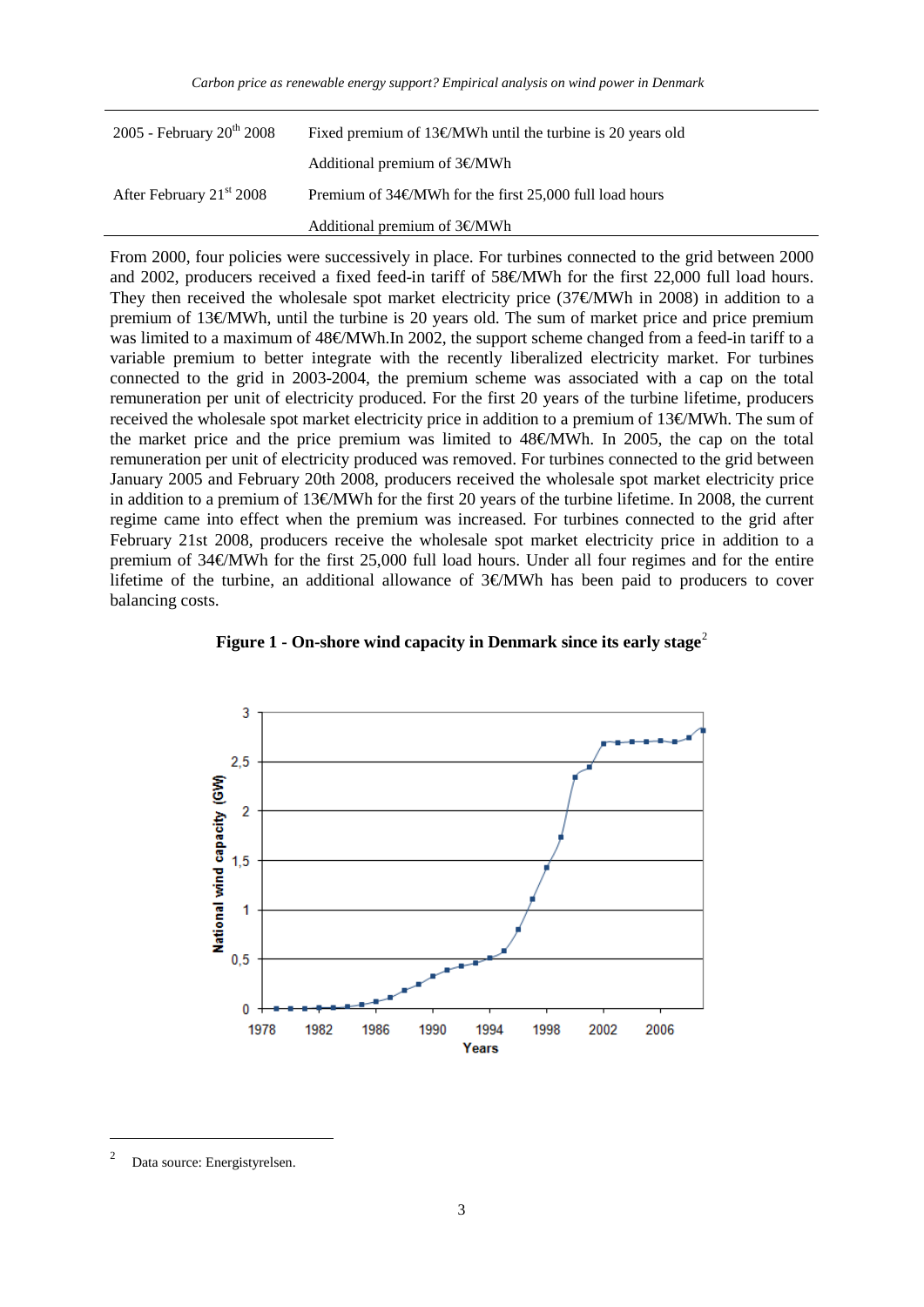| | |
|---|---|
| 2005 - February 20[th] 2008 | Fixed premium of 13€/MWh until the turbine is 20 years old |
| | Additional premium of 3€/MWh |
| After February 21[st] 2008 | Premium of 34€/MWh for the first 25,000 full load hours |
| | Additional premium of 3€/MWh |

From 2000, four policies were successively in place. For turbines connected to the grid between 2000 and 2002, producers received a fixed feed-in tariff of 58€/MWh for the first 22,000 full load hours. They then received the wholesale spot market electricity price (37€/MWh in 2008) in addition to a premium of 13€/MWh, until the turbine is 20 years old. The sum of market price and price premium was limited to a maximum of 48€/MWh.In 2002, the support scheme changed from a feed-in tariff to a variable premium to better integrate with the recently liberalized electricity market. For turbines connected to the grid in 2003-2004, the premium scheme was associated with a cap on the total remuneration per unit of electricity produced. For the first 20 years of the turbine lifetime, producers received the wholesale spot market electricity price in addition to a premium of 13€/MWh. The sum of the market price and the price premium was limited to 48€/MWh. In 2005, the cap on the total remuneration per unit of electricity produced was removed. For turbines connected to the grid between January 2005 and February 20th 2008, producers received the wholesale spot market electricity price in addition to a premium of 13€/MWh for the first 20 years of the turbine lifetime. In 2008, the current regime came into effect when the premium was increased. For turbines connected to the grid after February 21st 2008, producers receive the wholesale spot market electricity price in addition to a premium of 34€/MWh for the first 25,000 full load hours. Under all four regimes and for the entire lifetime of the turbine, an additional allowance of 3€/MWh has been paid to producers to cover balancing costs.

**Figure 1 - On-shore wind capacity in Denmark since its early stage**[2]

[2] Data source: Energistyrelsen.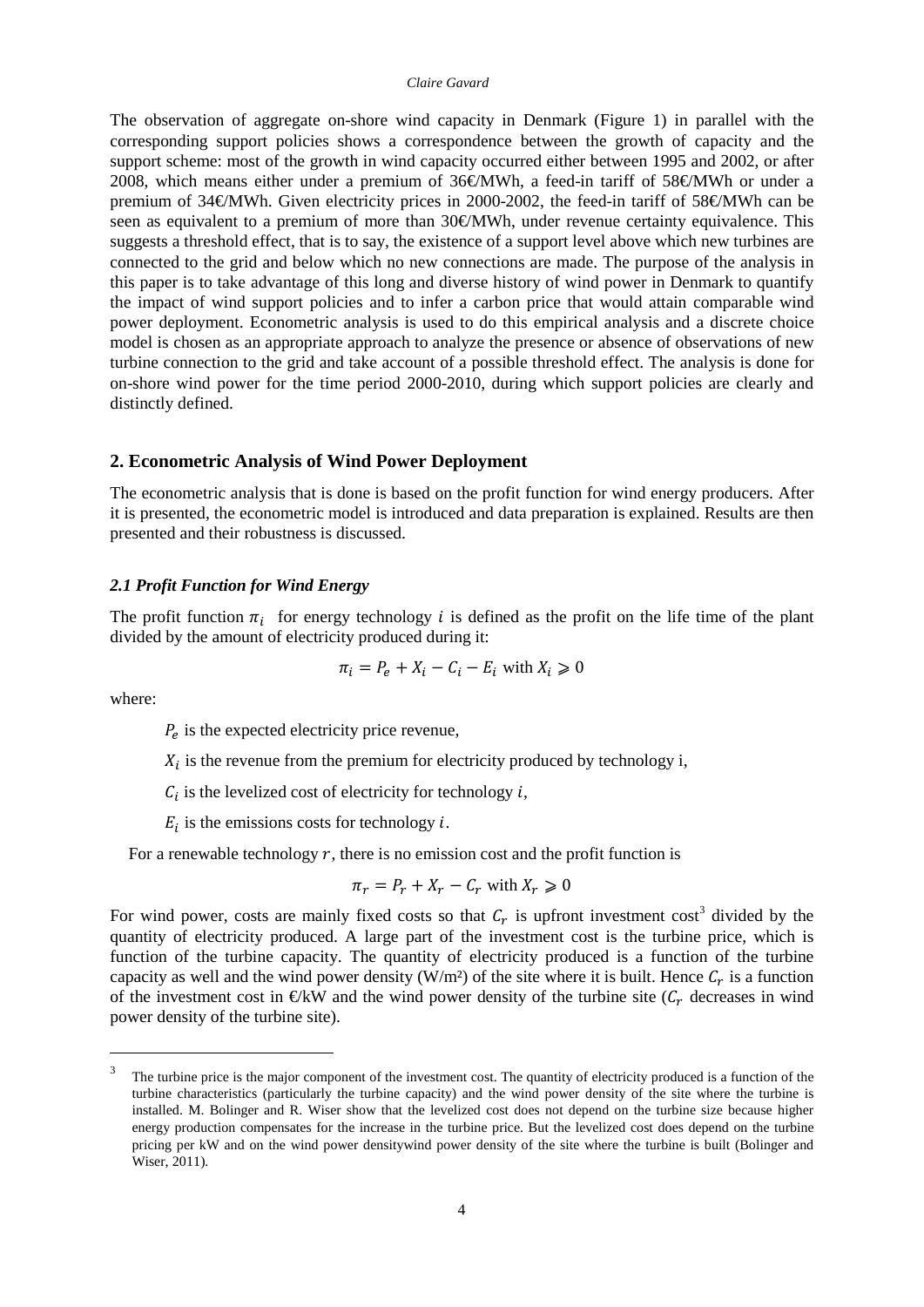The observation of aggregate on-shore wind capacity in Denmark (Figure 1) in parallel with the corresponding support policies shows a correspondence between the growth of capacity and the support scheme: most of the growth in wind capacity occurred either between 1995 and 2002, or after 2008, which means either under a premium of 36€/MWh, a feed-in tariff of 58€/MWh or under a premium of 34€/MWh. Given electricity prices in 2000-2002, the feed-in tariff of 58€/MWh can be seen as equivalent to a premium of more than 30€/MWh, under revenue certainty equivalence. This suggests a threshold effect, that is to say, the existence of a support level above which new turbines are connected to the grid and below which no new connections are made. The purpose of the analysis in this paper is to take advantage of this long and diverse history of wind power in Denmark to quantify the impact of wind support policies and to infer a carbon price that would attain comparable wind power deployment. Econometric analysis is used to do this empirical analysis and a discrete choice model is chosen as an appropriate approach to analyze the presence or absence of observations of new turbine connection to the grid and take account of a possible threshold effect. The analysis is done for on-shore wind power for the time period 2000-2010, during which support policies are clearly and distinctly defined.

## 2. Econometric Analysis of Wind Power Deployment

The econometric analysis that is done is based on the profit function for wind energy producers. After it is presented, the econometric model is introduced and data preparation is explained. Results are then presented and their robustness is discussed.

### *2.1 Profit Function for Wind Energy*

The profit function $\pi_i$ for energy technology $i$ is defined as the profit on the life time of the plant divided by the amount of electricity produced during it:

$$\pi_i = P_e + X_i - C_i - E_i \text{ with } X_i \geqslant 0$$

where:

- $P_e$ is the expected electricity price revenue,
- $X_i$ is the revenue from the premium for electricity produced by technology i,
- $C_i$ is the levelized cost of electricity for technology $i$,
- $E_i$ is the emissions costs for technology $i$.

For a renewable technology $r$, there is no emission cost and the profit function is

$$\pi_r = P_r + X_r - C_r \text{ with } X_r \geqslant 0$$

For wind power, costs are mainly fixed costs so that $C_r$ is upfront investment cost[3] divided by the quantity of electricity produced. A large part of the investment cost is the turbine price, which is function of the turbine capacity. The quantity of electricity produced is a function of the turbine capacity as well and the wind power density (W/m²) of the site where it is built. Hence $C_r$ is a function of the investment cost in €/kW and the wind power density of the turbine site ($C_r$ decreases in wind power density of the turbine site).

---

[3] The turbine price is the major component of the investment cost. The quantity of electricity produced is a function of the turbine characteristics (particularly the turbine capacity) and the wind power density of the site where the turbine is installed. M. Bolinger and R. Wiser show that the levelized cost does not depend on the turbine size because higher energy production compensates for the increase in the turbine price. But the levelized cost does depend on the turbine pricing per kW and on the wind power densitywind power density of the site where the turbine is built (Bolinger and Wiser, 2011).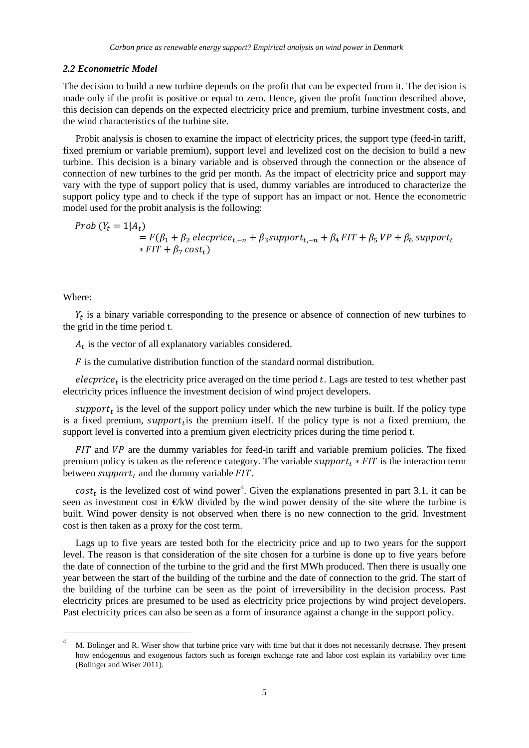### *2.2 Econometric Model*

The decision to build a new turbine depends on the profit that can be expected from it. The decision is made only if the profit is positive or equal to zero. Hence, given the profit function described above, this decision can depends on the expected electricity price and premium, turbine investment costs, and the wind characteristics of the turbine site.

Probit analysis is chosen to examine the impact of electricity prices, the support type (feed-in tariff, fixed premium or variable premium), support level and levelized cost on the decision to build a new turbine. This decision is a binary variable and is observed through the connection or the absence of connection of new turbines to the grid per month. As the impact of electricity price and support may vary with the type of support policy that is used, dummy variables are introduced to characterize the support policy type and to check if the type of support has an impact or not. Hence the econometric model used for the probit analysis is the following:

$$
\begin{aligned}
Prob\ (Y_t = 1|A_t) \\
&= F(\beta_1 + \beta_2\ elecprice_{t,-n} + \beta_3 support_{t,-n} + \beta_4\ FIT + \beta_5\ VP + \beta_6\ support_t \\
&\quad * FIT + \beta_7\ cost_t)
\end{aligned}
$$

Where:

$Y_t$ is a binary variable corresponding to the presence or absence of connection of new turbines to the grid in the time period t.

$A_t$ is the vector of all explanatory variables considered.

$F$ is the cumulative distribution function of the standard normal distribution.

$elecprice_t$ is the electricity price averaged on the time period $t$. Lags are tested to test whether past electricity prices influence the investment decision of wind project developers.

$support_t$ is the level of the support policy under which the new turbine is built. If the policy type is a fixed premium, $support_t$is the premium itself. If the policy type is not a fixed premium, the support level is converted into a premium given electricity prices during the time period t.

$FIT$ and $VP$ are the dummy variables for feed-in tariff and variable premium policies. The fixed premium policy is taken as the reference category. The variable $support_t * FIT$ is the interaction term between $support_t$ and the dummy variable $FIT$.

$cost_t$ is the levelized cost of wind power[4]. Given the explanations presented in part 3.1, it can be seen as investment cost in €/kW divided by the wind power density of the site where the turbine is built. Wind power density is not observed when there is no new connection to the grid. Investment cost is then taken as a proxy for the cost term.

Lags up to five years are tested both for the electricity price and up to two years for the support level. The reason is that consideration of the site chosen for a turbine is done up to five years before the date of connection of the turbine to the grid and the first MWh produced. Then there is usually one year between the start of the building of the turbine and the date of connection to the grid. The start of the building of the turbine can be seen as the point of irreversibility in the decision process. Past electricity prices are presumed to be used as electricity price projections by wind project developers. Past electricity prices can also be seen as a form of insurance against a change in the support policy.

[4] M. Bolinger and R. Wiser show that turbine price vary with time but that it does not necessarily decrease. They present how endogenous and exogenous factors such as foreign exchange rate and labor cost explain its variability over time (Bolinger and Wiser 2011).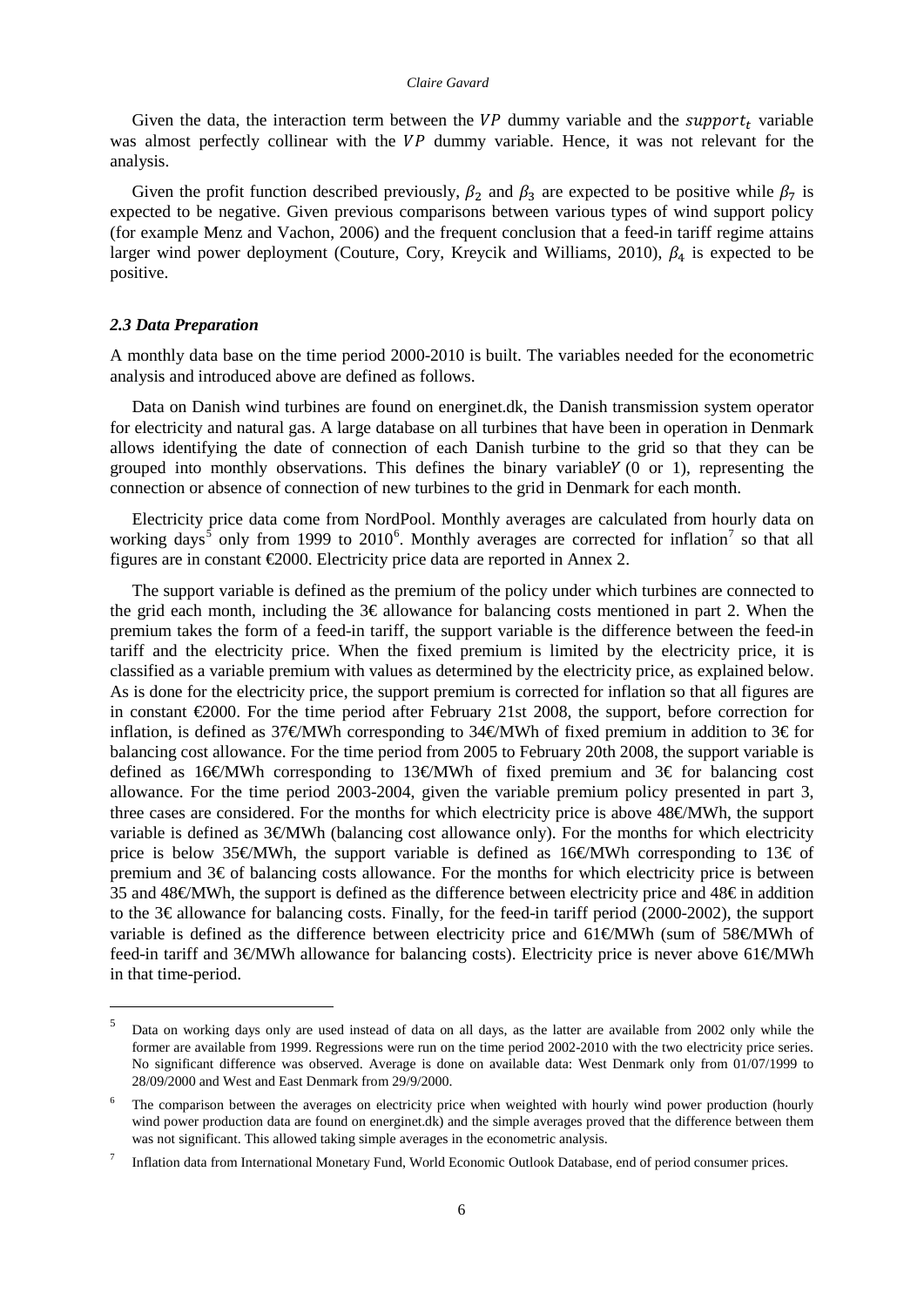Given the data, the interaction term between the $VP$ dummy variable and the $support_t$ variable was almost perfectly collinear with the $VP$ dummy variable. Hence, it was not relevant for the analysis.

Given the profit function described previously, $\beta_2$ and $\beta_3$ are expected to be positive while $\beta_7$ is expected to be negative. Given previous comparisons between various types of wind support policy (for example Menz and Vachon, 2006) and the frequent conclusion that a feed-in tariff regime attains larger wind power deployment (Couture, Cory, Kreycik and Williams, 2010), $\beta_4$ is expected to be positive.

### *2.3 Data Preparation*

A monthly data base on the time period 2000-2010 is built. The variables needed for the econometric analysis and introduced above are defined as follows.

Data on Danish wind turbines are found on energinet.dk, the Danish transmission system operator for electricity and natural gas. A large database on all turbines that have been in operation in Denmark allows identifying the date of connection of each Danish turbine to the grid so that they can be grouped into monthly observations. This defines the binary variable $Y$ (0 or 1), representing the connection or absence of connection of new turbines to the grid in Denmark for each month.

Electricity price data come from NordPool. Monthly averages are calculated from hourly data on working days[5] only from 1999 to 2010[6]. Monthly averages are corrected for inflation[7] so that all figures are in constant €2000. Electricity price data are reported in Annex 2.

The support variable is defined as the premium of the policy under which turbines are connected to the grid each month, including the 3€ allowance for balancing costs mentioned in part 2. When the premium takes the form of a feed-in tariff, the support variable is the difference between the feed-in tariff and the electricity price. When the fixed premium is limited by the electricity price, it is classified as a variable premium with values as determined by the electricity price, as explained below. As is done for the electricity price, the support premium is corrected for inflation so that all figures are in constant €2000. For the time period after February 21st 2008, the support, before correction for inflation, is defined as 37€/MWh corresponding to 34€/MWh of fixed premium in addition to 3€ for balancing cost allowance. For the time period from 2005 to February 20th 2008, the support variable is defined as 16€/MWh corresponding to 13€/MWh of fixed premium and 3€ for balancing cost allowance. For the time period 2003-2004, given the variable premium policy presented in part 3, three cases are considered. For the months for which electricity price is above 48€/MWh, the support variable is defined as 3€/MWh (balancing cost allowance only). For the months for which electricity price is below 35€/MWh, the support variable is defined as 16€/MWh corresponding to 13€ of premium and 3€ of balancing costs allowance. For the months for which electricity price is between 35 and 48€/MWh, the support is defined as the difference between electricity price and 48€ in addition to the 3€ allowance for balancing costs. Finally, for the feed-in tariff period (2000-2002), the support variable is defined as the difference between electricity price and 61€/MWh (sum of 58€/MWh of feed-in tariff and 3€/MWh allowance for balancing costs). Electricity price is never above 61€/MWh in that time-period.

---

[5] Data on working days only are used instead of data on all days, as the latter are available from 2002 only while the former are available from 1999. Regressions were run on the time period 2002-2010 with the two electricity price series. No significant difference was observed. Average is done on available data: West Denmark only from 01/07/1999 to 28/09/2000 and West and East Denmark from 29/9/2000.

[6] The comparison between the averages on electricity price when weighted with hourly wind power production (hourly wind power production data are found on energinet.dk) and the simple averages proved that the difference between them was not significant. This allowed taking simple averages in the econometric analysis.

[7] Inflation data from International Monetary Fund, World Economic Outlook Database, end of period consumer prices.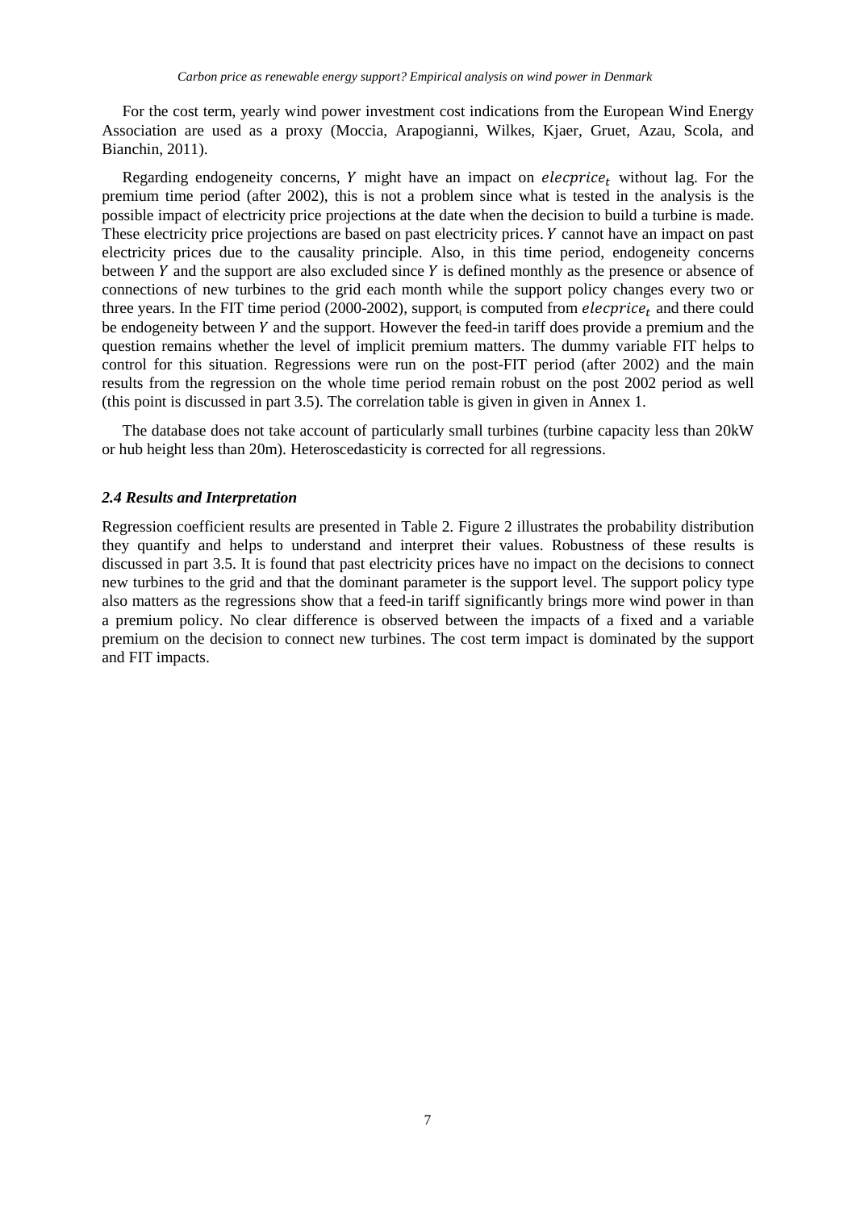For the cost term, yearly wind power investment cost indications from the European Wind Energy Association are used as a proxy (Moccia, Arapogianni, Wilkes, Kjaer, Gruet, Azau, Scola, and Bianchin, 2011).

Regarding endogeneity concerns, $Y$ might have an impact on $elecprice_t$ without lag. For the premium time period (after 2002), this is not a problem since what is tested in the analysis is the possible impact of electricity price projections at the date when the decision to build a turbine is made. These electricity price projections are based on past electricity prices. $Y$ cannot have an impact on past electricity prices due to the causality principle. Also, in this time period, endogeneity concerns between $Y$ and the support are also excluded since $Y$ is defined monthly as the presence or absence of connections of new turbines to the grid each month while the support policy changes every two or three years. In the FIT time period (2000-2002), $support_t$ is computed from $elecprice_t$ and there could be endogeneity between $Y$ and the support. However the feed-in tariff does provide a premium and the question remains whether the level of implicit premium matters. The dummy variable FIT helps to control for this situation. Regressions were run on the post-FIT period (after 2002) and the main results from the regression on the whole time period remain robust on the post 2002 period as well (this point is discussed in part 3.5). The correlation table is given in given in Annex 1.

The database does not take account of particularly small turbines (turbine capacity less than 20kW or hub height less than 20m). Heteroscedasticity is corrected for all regressions.

### *2.4 Results and Interpretation*

Regression coefficient results are presented in Table 2. Figure 2 illustrates the probability distribution they quantify and helps to understand and interpret their values. Robustness of these results is discussed in part 3.5. It is found that past electricity prices have no impact on the decisions to connect new turbines to the grid and that the dominant parameter is the support level. The support policy type also matters as the regressions show that a feed-in tariff significantly brings more wind power in than a premium policy. No clear difference is observed between the impacts of a fixed and a variable premium on the decision to connect new turbines. The cost term impact is dominated by the support and FIT impacts.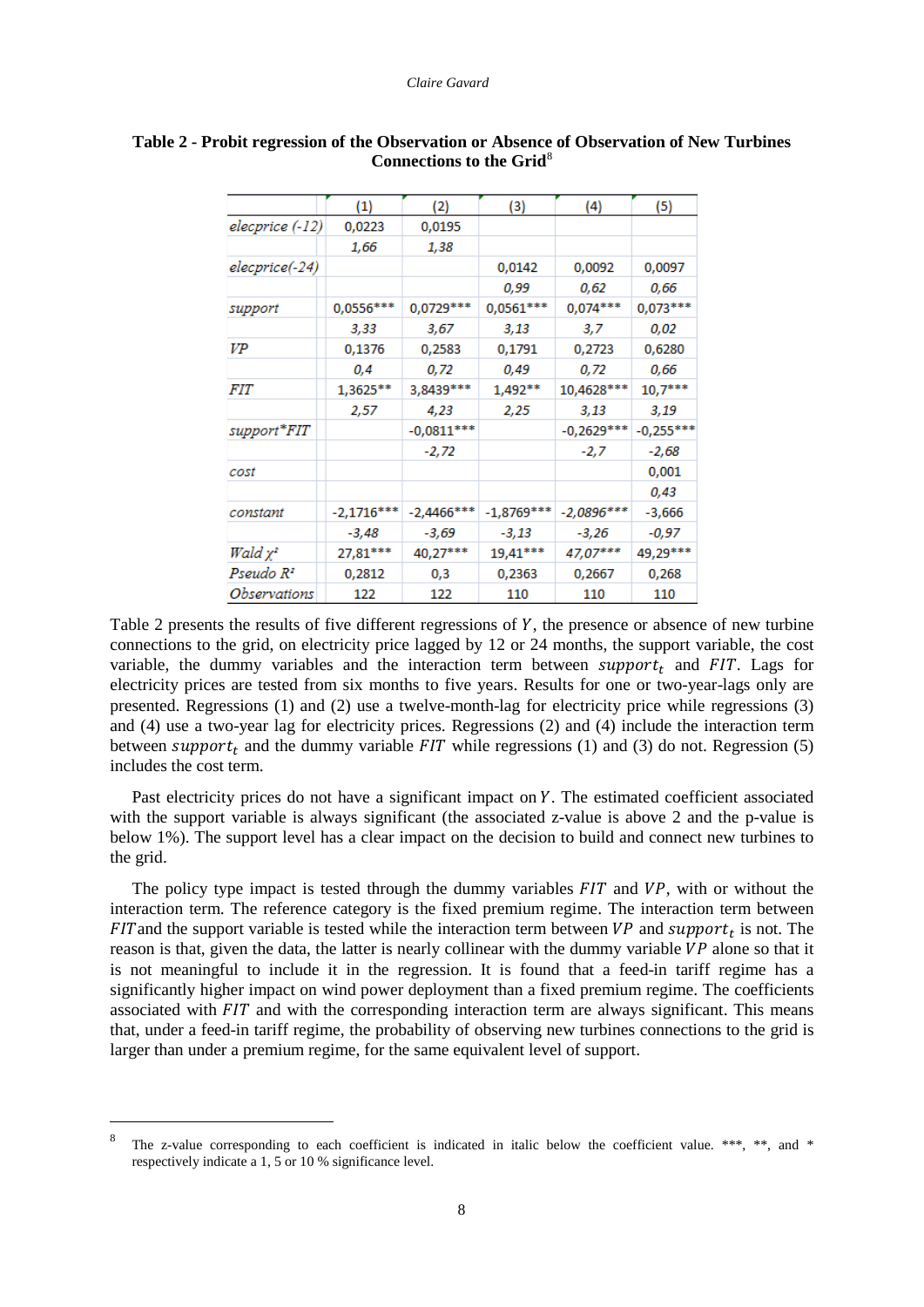**Table 2 - Probit regression of the Observation or Absence of Observation of New Turbines Connections to the Grid**[8]

| | (1) | (2) | (3) | (4) | (5) |
|---|---|---|---|---|---|
| *elecprice (-12)* | 0,0223 | 0,0195 | | | |
| | *1,66* | *1,38* | | | |
| *elecprice(-24)* | | | 0,0142 | 0,0092 | 0,0097 |
| | | | *0,99* | *0,62* | *0,66* |
| *support* | 0,0556*** | 0,0729*** | 0,0561*** | 0,074*** | 0,073*** |
| | *3,33* | *3,67* | *3,13* | *3,7* | *0,02* |
| *VP* | 0,1376 | 0,2583 | 0,1791 | 0,2723 | 0,6280 |
| | *0,4* | *0,72* | *0,49* | *0,72* | *0,66* |
| *FIT* | 1,3625** | 3,8439*** | 1,492** | 10,4628*** | 10,7*** |
| | *2,57* | *4,23* | *2,25* | *3,13* | *3,19* |
| *support*FIT* | | -0,0811*** | | -0,2629*** | -0,255*** |
| | | *-2,72* | | *-2,7* | *-2,68* |
| *cost* | | | | | 0,001 |
| | | | | | *0,43* |
| *constant* | -2,1716*** | -2,4466*** | -1,8769*** | -2,0896*** | -3,666 |
| | *-3,48* | *-3,69* | *-3,13* | *-3,26* | *-0,97* |
| *Wald $\chi^2$* | 27,81*** | 40,27*** | 19,41*** | 47,07*** | 49,29*** |
| *Pseudo $R^2$* | 0,2812 | 0,3 | 0,2363 | 0,2667 | 0,268 |
| *Observations* | 122 | 122 | 110 | 110 | 110 |

Table 2 presents the results of five different regressions of $Y$, the presence or absence of new turbine connections to the grid, on electricity price lagged by 12 or 24 months, the support variable, the cost variable, the dummy variables and the interaction term between $support_t$ and $FIT$. Lags for electricity prices are tested from six months to five years. Results for one or two-year-lags only are presented. Regressions (1) and (2) use a twelve-month-lag for electricity price while regressions (3) and (4) use a two-year lag for electricity prices. Regressions (2) and (4) include the interaction term between $support_t$ and the dummy variable $FIT$ while regressions (1) and (3) do not. Regression (5) includes the cost term.

Past electricity prices do not have a significant impact on $Y$. The estimated coefficient associated with the support variable is always significant (the associated z-value is above 2 and the p-value is below 1%). The support level has a clear impact on the decision to build and connect new turbines to the grid.

The policy type impact is tested through the dummy variables $FIT$ and $VP$, with or without the interaction term. The reference category is the fixed premium regime. The interaction term between $FIT$ and the support variable is tested while the interaction term between $VP$ and $support_t$ is not. The reason is that, given the data, the latter is nearly collinear with the dummy variable $VP$ alone so that it is not meaningful to include it in the regression. It is found that a feed-in tariff regime has a significantly higher impact on wind power deployment than a fixed premium regime. The coefficients associated with $FIT$ and with the corresponding interaction term are always significant. This means that, under a feed-in tariff regime, the probability of observing new turbines connections to the grid is larger than under a premium regime, for the same equivalent level of support.

[8] The z-value corresponding to each coefficient is indicated in italic below the coefficient value. ***, **, and * respectively indicate a 1, 5 or 10 % significance level.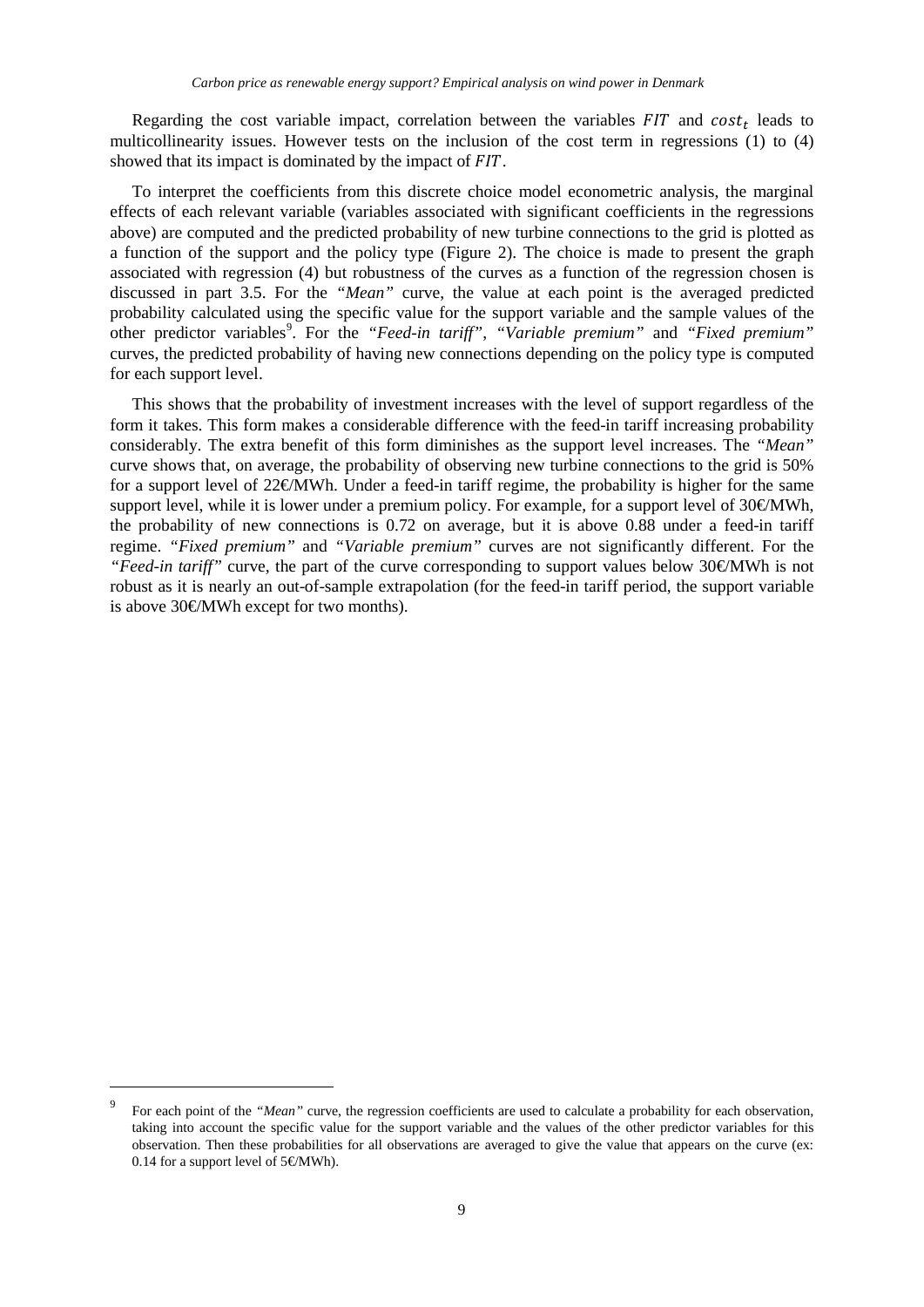Regarding the cost variable impact, correlation between the variables $FIT$ and $cost_t$ leads to multicollinearity issues. However tests on the inclusion of the cost term in regressions (1) to (4) showed that its impact is dominated by the impact of $FIT$.

To interpret the coefficients from this discrete choice model econometric analysis, the marginal effects of each relevant variable (variables associated with significant coefficients in the regressions above) are computed and the predicted probability of new turbine connections to the grid is plotted as a function of the support and the policy type (Figure 2). The choice is made to present the graph associated with regression (4) but robustness of the curves as a function of the regression chosen is discussed in part 3.5. For the *"Mean"* curve, the value at each point is the averaged predicted probability calculated using the specific value for the support variable and the sample values of the other predictor variables[9]. For the *"Feed-in tariff"*, *"Variable premium"* and *"Fixed premium"* curves, the predicted probability of having new connections depending on the policy type is computed for each support level.

This shows that the probability of investment increases with the level of support regardless of the form it takes. This form makes a considerable difference with the feed-in tariff increasing probability considerably. The extra benefit of this form diminishes as the support level increases. The *"Mean"* curve shows that, on average, the probability of observing new turbine connections to the grid is 50% for a support level of 22€/MWh. Under a feed-in tariff regime, the probability is higher for the same support level, while it is lower under a premium policy. For example, for a support level of 30€/MWh, the probability of new connections is 0.72 on average, but it is above 0.88 under a feed-in tariff regime. *"Fixed premium"* and *"Variable premium"* curves are not significantly different. For the *"Feed-in tariff"* curve, the part of the curve corresponding to support values below 30€/MWh is not robust as it is nearly an out-of-sample extrapolation (for the feed-in tariff period, the support variable is above 30€/MWh except for two months).

[9] For each point of the *"Mean"* curve, the regression coefficients are used to calculate a probability for each observation, taking into account the specific value for the support variable and the values of the other predictor variables for this observation. Then these probabilities for all observations are averaged to give the value that appears on the curve (ex: 0.14 for a support level of 5€/MWh).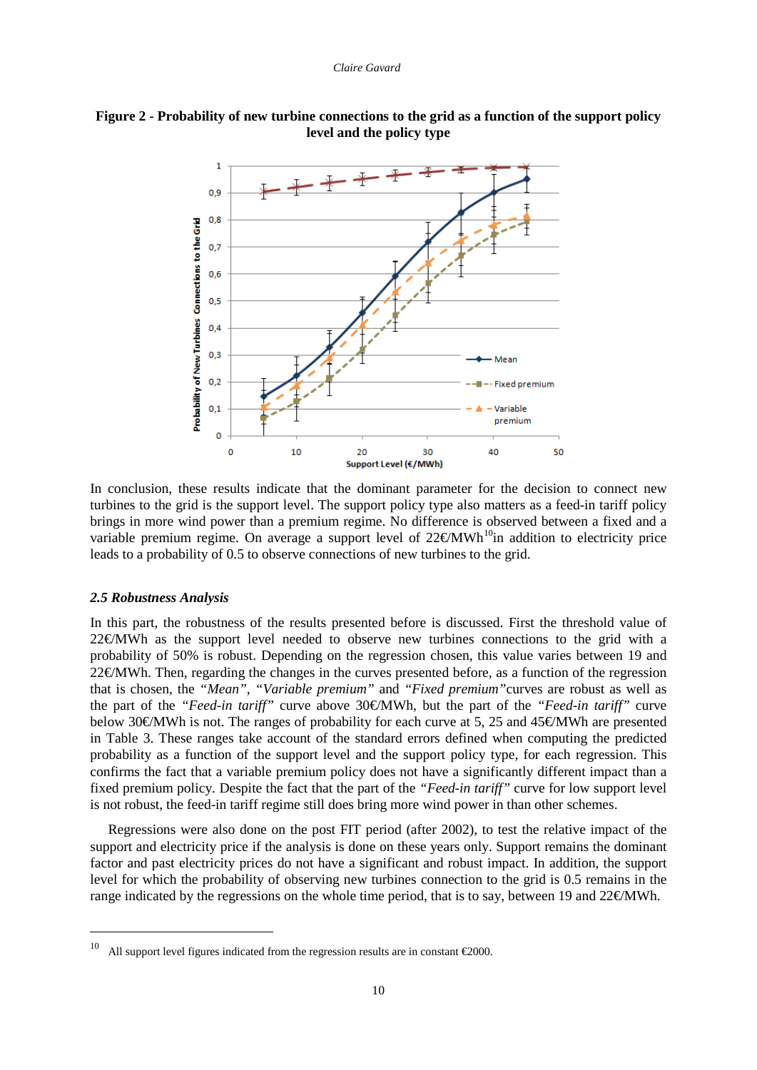**Figure 2 - Probability of new turbine connections to the grid as a function of the support policy level and the policy type**

In conclusion, these results indicate that the dominant parameter for the decision to connect new turbines to the grid is the support level. The support policy type also matters as a feed-in tariff policy brings in more wind power than a premium regime. No difference is observed between a fixed and a variable premium regime. On average a support level of 22€/MWh[10] in addition to electricity price leads to a probability of 0.5 to observe connections of new turbines to the grid.

### *2.5 Robustness Analysis*

In this part, the robustness of the results presented before is discussed. First the threshold value of 22€/MWh as the support level needed to observe new turbines connections to the grid with a probability of 50% is robust. Depending on the regression chosen, this value varies between 19 and 22€/MWh. Then, regarding the changes in the curves presented before, as a function of the regression that is chosen, the *"Mean"*, *"Variable premium"* and *"Fixed premium"* curves are robust as well as the part of the *"Feed-in tariff"* curve above 30€/MWh, but the part of the *"Feed-in tariff"* curve below 30€/MWh is not. The ranges of probability for each curve at 5, 25 and 45€/MWh are presented in Table 3. These ranges take account of the standard errors defined when computing the predicted probability as a function of the support level and the support policy type, for each regression. This confirms the fact that a variable premium policy does not have a significantly different impact than a fixed premium policy. Despite the fact that the part of the *"Feed-in tariff"* curve for low support level is not robust, the feed-in tariff regime still does bring more wind power in than other schemes.

Regressions were also done on the post FIT period (after 2002), to test the relative impact of the support and electricity price if the analysis is done on these years only. Support remains the dominant factor and past electricity prices do not have a significant and robust impact. In addition, the support level for which the probability of observing new turbines connection to the grid is 0.5 remains in the range indicated by the regressions on the whole time period, that is to say, between 19 and 22€/MWh.

---

[10] All support level figures indicated from the regression results are in constant €2000.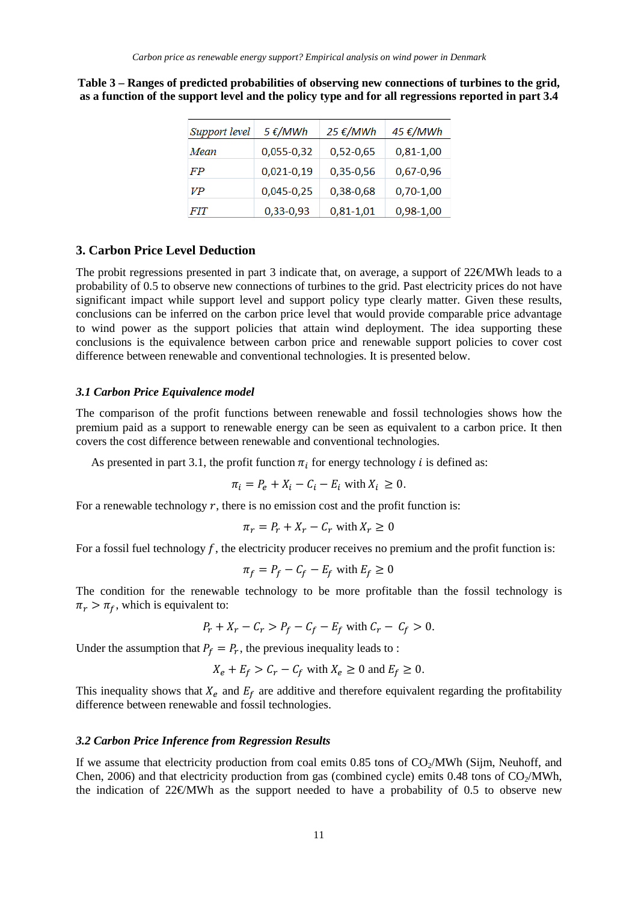**Table 3 – Ranges of predicted probabilities of observing new connections of turbines to the grid, as a function of the support level and the policy type and for all regressions reported in part 3.4**

| *Support level* | 5 €/MWh | 25 €/MWh | 45 €/MWh |
|---|---|---|---|
| *Mean* | 0,055-0,32 | 0,52-0,65 | 0,81-1,00 |
| *FP* | 0,021-0,19 | 0,35-0,56 | 0,67-0,96 |
| *VP* | 0,045-0,25 | 0,38-0,68 | 0,70-1,00 |
| *FIT* | 0,33-0,93 | 0,81-1,01 | 0,98-1,00 |

## 3. Carbon Price Level Deduction

The probit regressions presented in part 3 indicate that, on average, a support of 22€/MWh leads to a probability of 0.5 to observe new connections of turbines to the grid. Past electricity prices do not have significant impact while support level and support policy type clearly matter. Given these results, conclusions can be inferred on the carbon price level that would provide comparable price advantage to wind power as the support policies that attain wind deployment. The idea supporting these conclusions is the equivalence between carbon price and renewable support policies to cover cost difference between renewable and conventional technologies. It is presented below.

### *3.1 Carbon Price Equivalence model*

The comparison of the profit functions between renewable and fossil technologies shows how the premium paid as a support to renewable energy can be seen as equivalent to a carbon price. It then covers the cost difference between renewable and conventional technologies.

As presented in part 3.1, the profit function $\pi_i$ for energy technology $i$ is defined as:

$$\pi_i = P_e + X_i - C_i - E_i \text{ with } X_i \geq 0.$$

For a renewable technology $r$, there is no emission cost and the profit function is:

$$\pi_r = P_r + X_r - C_r \text{ with } X_r \geq 0$$

For a fossil fuel technology $f$, the electricity producer receives no premium and the profit function is:

$$\pi_f = P_f - C_f - E_f \text{ with } E_f \geq 0$$

The condition for the renewable technology to be more profitable than the fossil technology is $\pi_r > \pi_f$, which is equivalent to:

$$P_r + X_r - C_r > P_f - C_f - E_f \text{ with } C_r - C_f > 0.$$

Under the assumption that $P_f = P_r$, the previous inequality leads to :

$$X_e + E_f > C_r - C_f \text{ with } X_e \geq 0 \text{ and } E_f \geq 0.$$

This inequality shows that $X_e$ and $E_f$ are additive and therefore equivalent regarding the profitability difference between renewable and fossil technologies.

### *3.2 Carbon Price Inference from Regression Results*

If we assume that electricity production from coal emits 0.85 tons of $CO_2$/MWh (Sijm, Neuhoff, and Chen, 2006) and that electricity production from gas (combined cycle) emits 0.48 tons of $CO_2$/MWh, the indication of 22€/MWh as the support needed to have a probability of 0.5 to observe new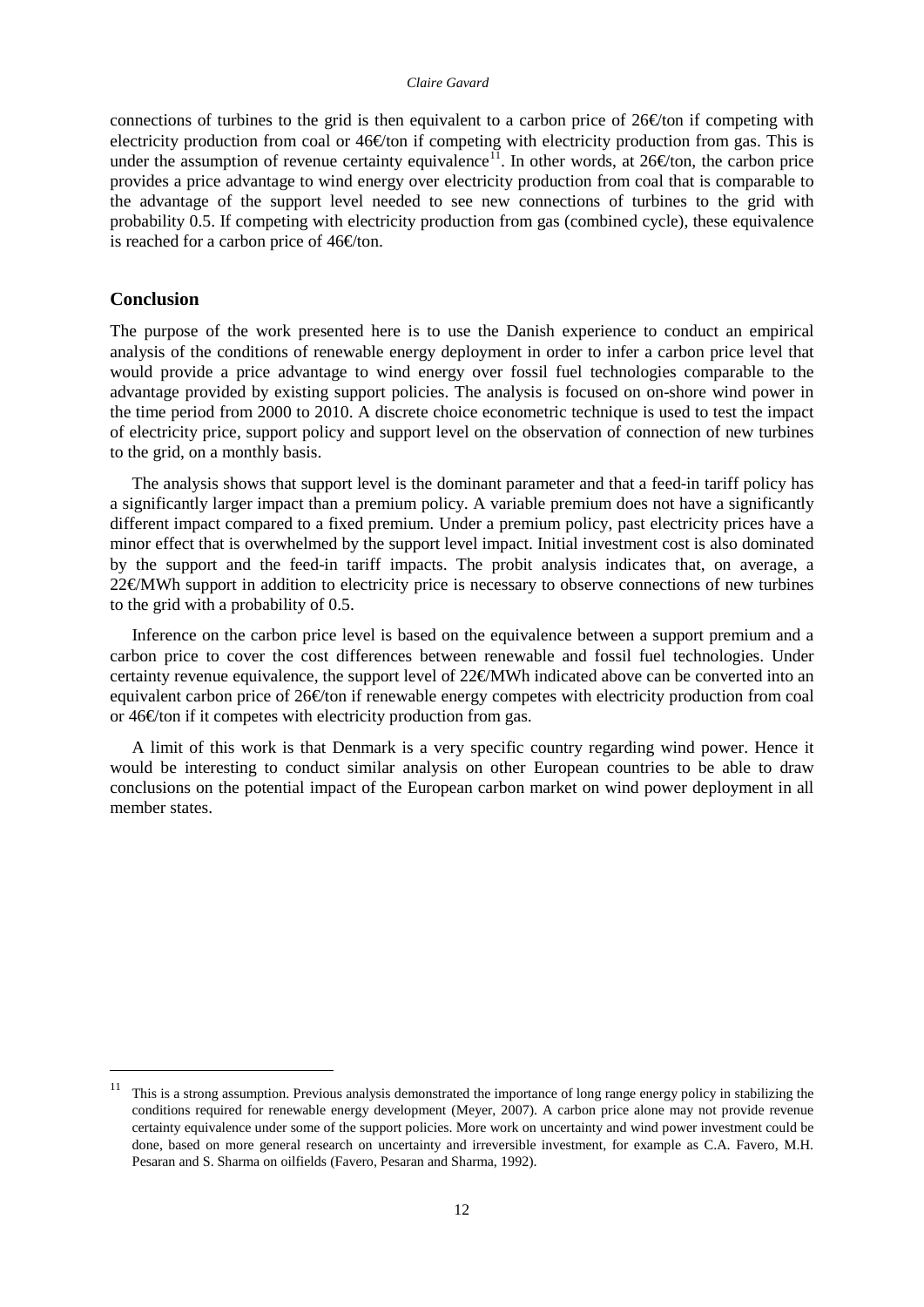connections of turbines to the grid is then equivalent to a carbon price of 26€/ton if competing with electricity production from coal or 46€/ton if competing with electricity production from gas. This is under the assumption of revenue certainty equivalence[11]. In other words, at 26€/ton, the carbon price provides a price advantage to wind energy over electricity production from coal that is comparable to the advantage of the support level needed to see new connections of turbines to the grid with probability 0.5. If competing with electricity production from gas (combined cycle), these equivalence is reached for a carbon price of 46€/ton.

## Conclusion

The purpose of the work presented here is to use the Danish experience to conduct an empirical analysis of the conditions of renewable energy deployment in order to infer a carbon price level that would provide a price advantage to wind energy over fossil fuel technologies comparable to the advantage provided by existing support policies. The analysis is focused on on-shore wind power in the time period from 2000 to 2010. A discrete choice econometric technique is used to test the impact of electricity price, support policy and support level on the observation of connection of new turbines to the grid, on a monthly basis.

The analysis shows that support level is the dominant parameter and that a feed-in tariff policy has a significantly larger impact than a premium policy. A variable premium does not have a significantly different impact compared to a fixed premium. Under a premium policy, past electricity prices have a minor effect that is overwhelmed by the support level impact. Initial investment cost is also dominated by the support and the feed-in tariff impacts. The probit analysis indicates that, on average, a 22€/MWh support in addition to electricity price is necessary to observe connections of new turbines to the grid with a probability of 0.5.

Inference on the carbon price level is based on the equivalence between a support premium and a carbon price to cover the cost differences between renewable and fossil fuel technologies. Under certainty revenue equivalence, the support level of 22€/MWh indicated above can be converted into an equivalent carbon price of 26€/ton if renewable energy competes with electricity production from coal or 46€/ton if it competes with electricity production from gas.

A limit of this work is that Denmark is a very specific country regarding wind power. Hence it would be interesting to conduct similar analysis on other European countries to be able to draw conclusions on the potential impact of the European carbon market on wind power deployment in all member states.

---

[11] This is a strong assumption. Previous analysis demonstrated the importance of long range energy policy in stabilizing the conditions required for renewable energy development (Meyer, 2007). A carbon price alone may not provide revenue certainty equivalence under some of the support policies. More work on uncertainty and wind power investment could be done, based on more general research on uncertainty and irreversible investment, for example as C.A. Favero, M.H. Pesaran and S. Sharma on oilfields (Favero, Pesaran and Sharma, 1992).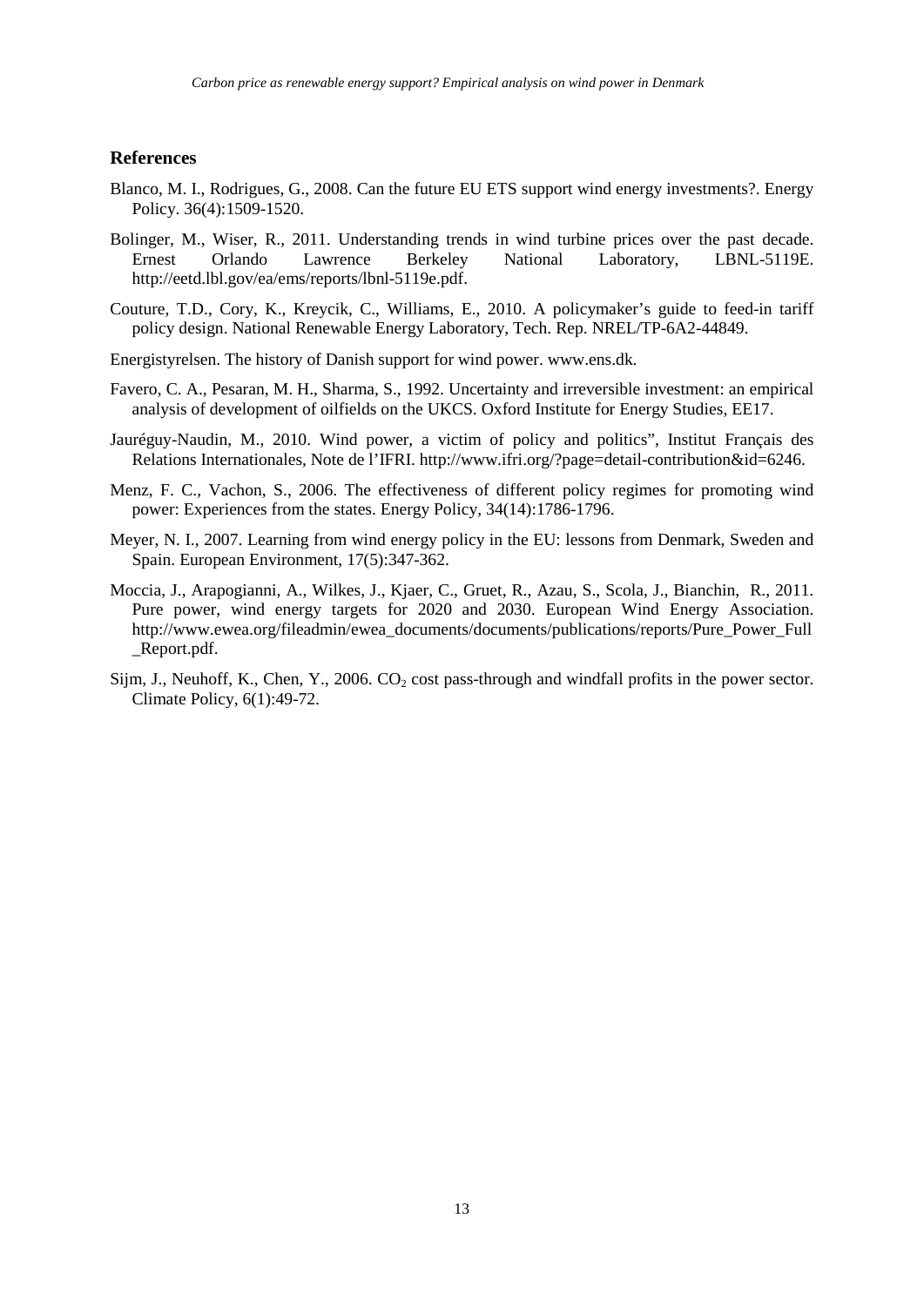## References

Blanco, M. I., Rodrigues, G., 2008. Can the future EU ETS support wind energy investments?. Energy Policy. 36(4):1509-1520.

Bolinger, M., Wiser, R., 2011. Understanding trends in wind turbine prices over the past decade. Ernest Orlando Lawrence Berkeley National Laboratory, LBNL-5119E. http://eetd.lbl.gov/ea/ems/reports/lbnl-5119e.pdf.

Couture, T.D., Cory, K., Kreycik, C., Williams, E., 2010. A policymaker's guide to feed-in tariff policy design. National Renewable Energy Laboratory, Tech. Rep. NREL/TP-6A2-44849.

Energistyrelsen. The history of Danish support for wind power. www.ens.dk.

Favero, C. A., Pesaran, M. H., Sharma, S., 1992. Uncertainty and irreversible investment: an empirical analysis of development of oilfields on the UKCS. Oxford Institute for Energy Studies, EE17.

Jauréguy-Naudin, M., 2010. Wind power, a victim of policy and politics", Institut Français des Relations Internationales, Note de l'IFRI. http://www.ifri.org/?page=detail-contribution&id=6246.

Menz, F. C., Vachon, S., 2006. The effectiveness of different policy regimes for promoting wind power: Experiences from the states. Energy Policy, 34(14):1786-1796.

Meyer, N. I., 2007. Learning from wind energy policy in the EU: lessons from Denmark, Sweden and Spain. European Environment, 17(5):347-362.

Moccia, J., Arapogianni, A., Wilkes, J., Kjaer, C., Gruet, R., Azau, S., Scola, J., Bianchin, R., 2011. Pure power, wind energy targets for 2020 and 2030. European Wind Energy Association. http://www.ewea.org/fileadmin/ewea_documents/documents/publications/reports/Pure_Power_Full_Report.pdf.

Sijm, J., Neuhoff, K., Chen, Y., 2006. $CO_2$ cost pass-through and windfall profits in the power sector. Climate Policy, 6(1):49-72.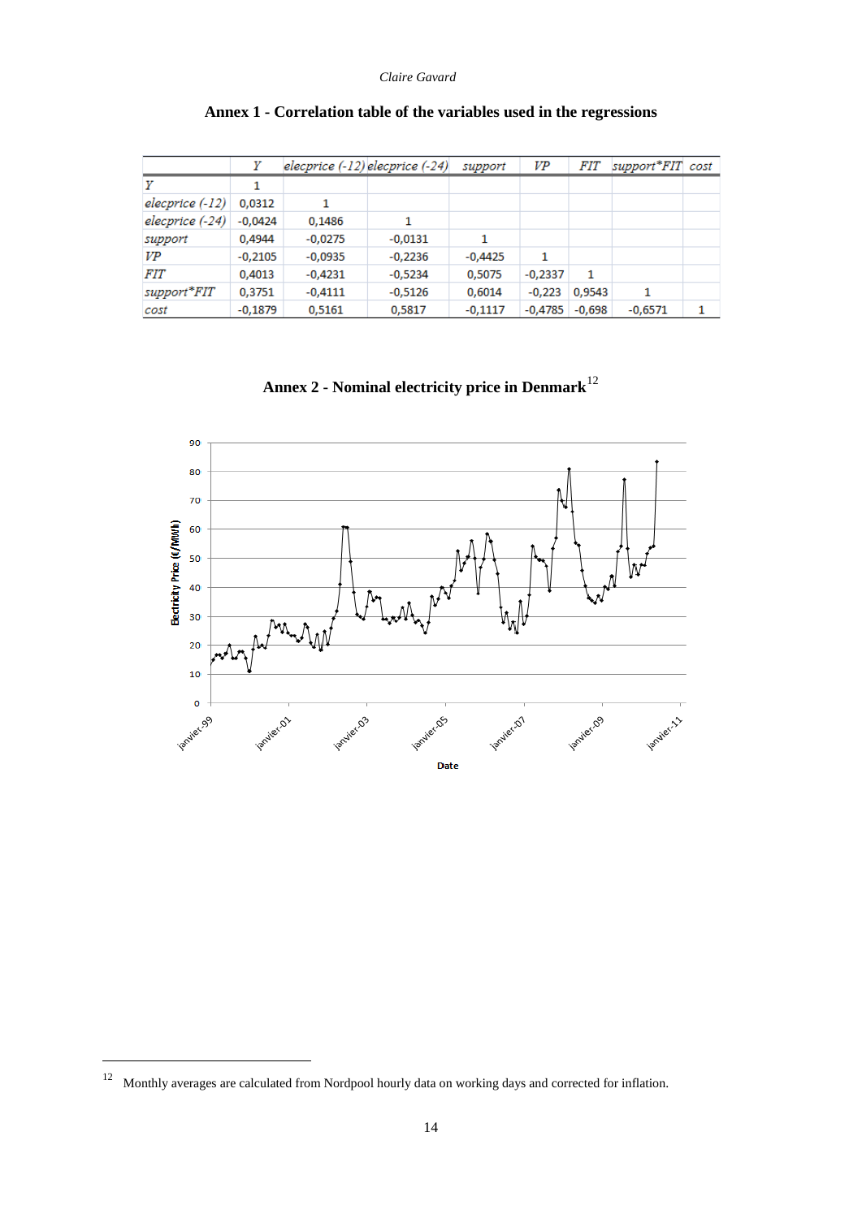**Annex 1 - Correlation table of the variables used in the regressions**

| | *Y* | *elecprice (-12)* | *elecprice (-24)* | *support* | *VP* | *FIT* | *support\*FIT* | *cost* |
|---|---|---|---|---|---|---|---|---|
| *Y* | 1 | | | | | | | |
| *elecprice (-12)* | 0,0312 | 1 | | | | | | |
| *elecprice (-24)* | -0,0424 | 0,1486 | 1 | | | | | |
| *support* | 0,4944 | -0,0275 | -0,0131 | 1 | | | | |
| *VP* | -0,2105 | -0,0935 | -0,2236 | -0,4425 | 1 | | | |
| *FIT* | 0,4013 | -0,4231 | -0,5234 | 0,5075 | -0,2337 | 1 | | |
| *support\*FIT* | 0,3751 | -0,4111 | -0,5126 | 0,6014 | -0,223 | 0,9543 | 1 | |
| *cost* | -0,1879 | 0,5161 | 0,5817 | -0,1117 | -0,4785 | -0,698 | -0,6571 | 1 |

**Annex 2 - Nominal electricity price in Denmark**[12]

[12] Monthly averages are calculated from Nordpool hourly data on working days and corrected for inflation.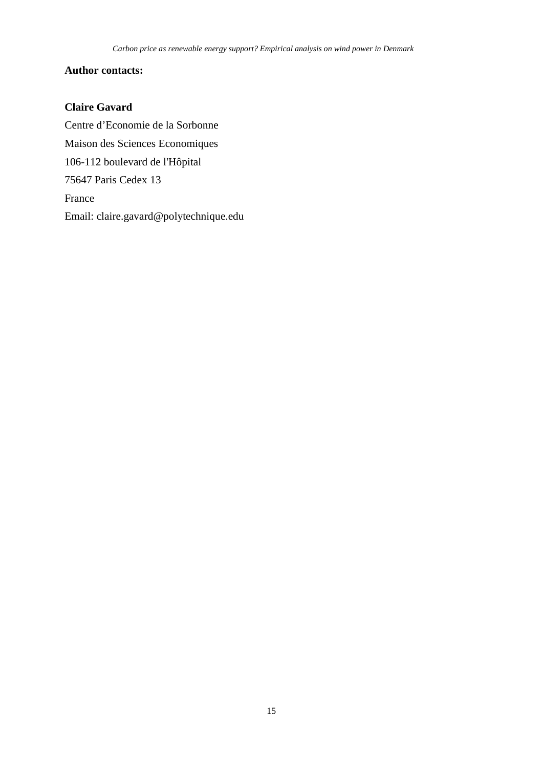**Author contacts:**

**Claire Gavard**

Centre d'Economie de la Sorbonne

Maison des Sciences Economiques

106-112 boulevard de l'Hôpital

75647 Paris Cedex 13

France

Email: claire.gavard@polytechnique.edu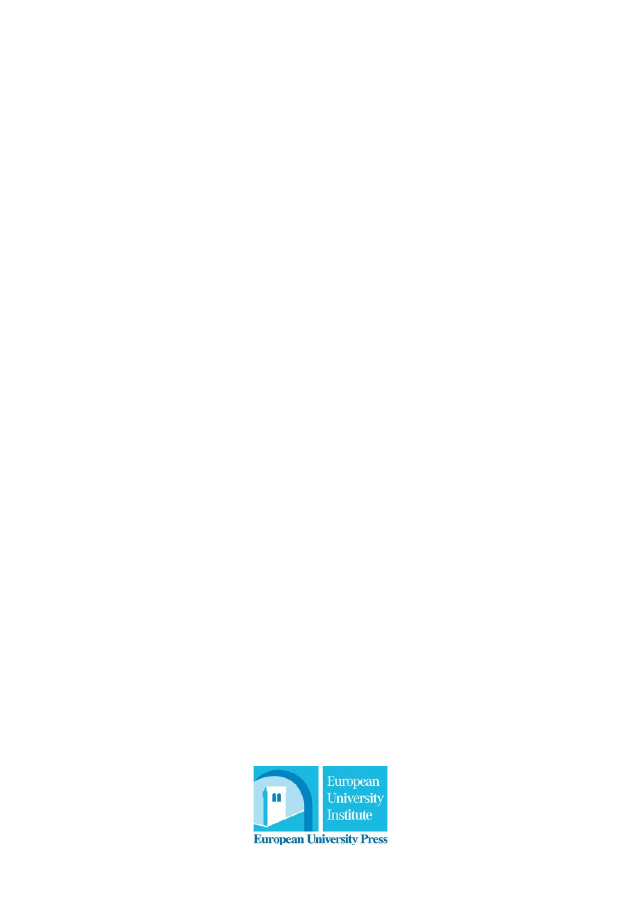European
University
Institute

European University Press